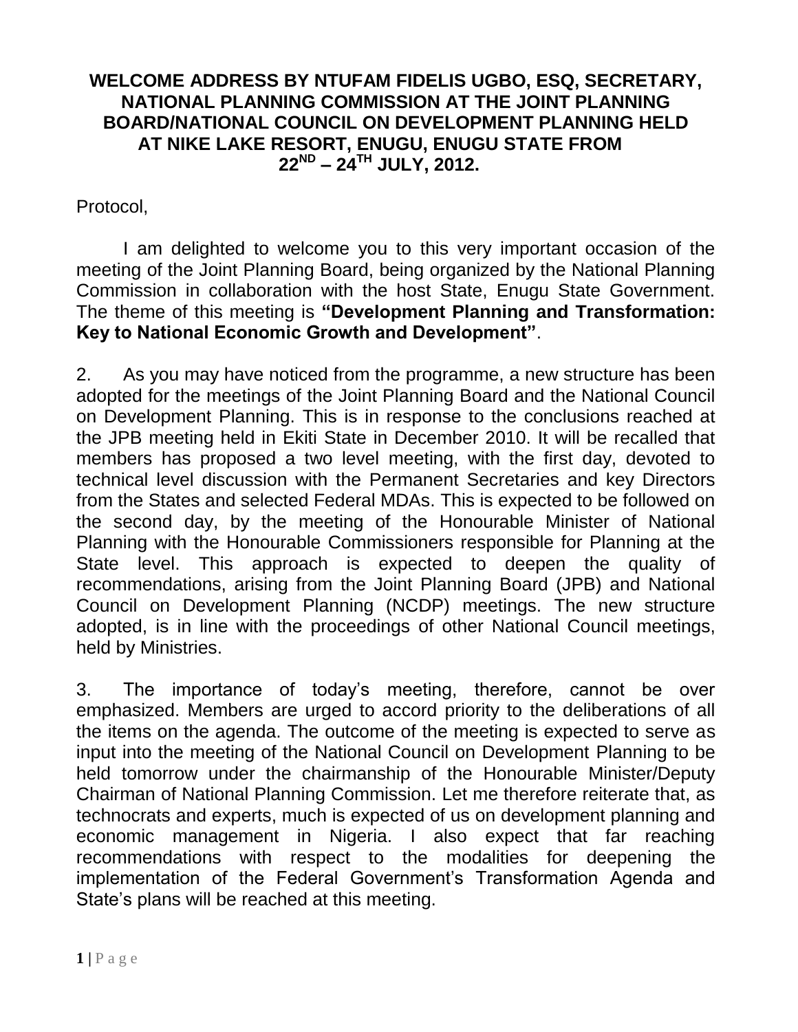# WELCOME ADDRESS BY NTUFAM FIDELIS UGBO, ESQ, SECRETARY, NATIONAL PLANNING COMMISSION AT THE JOINT PLANNING BOARD/NATIONAL COUNCIL ON DEVELOPMENT PLANNING HELD AT NIKE LAKE RESORT, ENUGU, ENUGU STATE FROM 22ND – 24TH JULY, 2012.

Protocol,

I am delighted to welcome you to this very important occasion of the meeting of the Joint Planning Board, being organized by the National Planning Commission in collaboration with the host State, Enugu State Government. The theme of this meeting is **"Development Planning and Transformation: Key to National Economic Growth and Development"**.

2. As you may have noticed from the programme, a new structure has been adopted for the meetings of the Joint Planning Board and the National Council on Development Planning. This is in response to the conclusions reached at the JPB meeting held in Ekiti State in December 2010. It will be recalled that members has proposed a two level meeting, with the first day, devoted to technical level discussion with the Permanent Secretaries and key Directors from the States and selected Federal MDAs. This is expected to be followed on the second day, by the meeting of the Honourable Minister of National Planning with the Honourable Commissioners responsible for Planning at the State level. This approach is expected to deepen the quality of recommendations, arising from the Joint Planning Board (JPB) and National Council on Development Planning (NCDP) meetings. The new structure adopted, is in line with the proceedings of other National Council meetings, held by Ministries.

3. The importance of today's meeting, therefore, cannot be over emphasized. Members are urged to accord priority to the deliberations of all the items on the agenda. The outcome of the meeting is expected to serve as input into the meeting of the National Council on Development Planning to be held tomorrow under the chairmanship of the Honourable Minister/Deputy Chairman of National Planning Commission. Let me therefore reiterate that, as technocrats and experts, much is expected of us on development planning and economic management in Nigeria. I also expect that far reaching recommendations with respect to the modalities for deepening the implementation of the Federal Government's Transformation Agenda and State's plans will be reached at this meeting.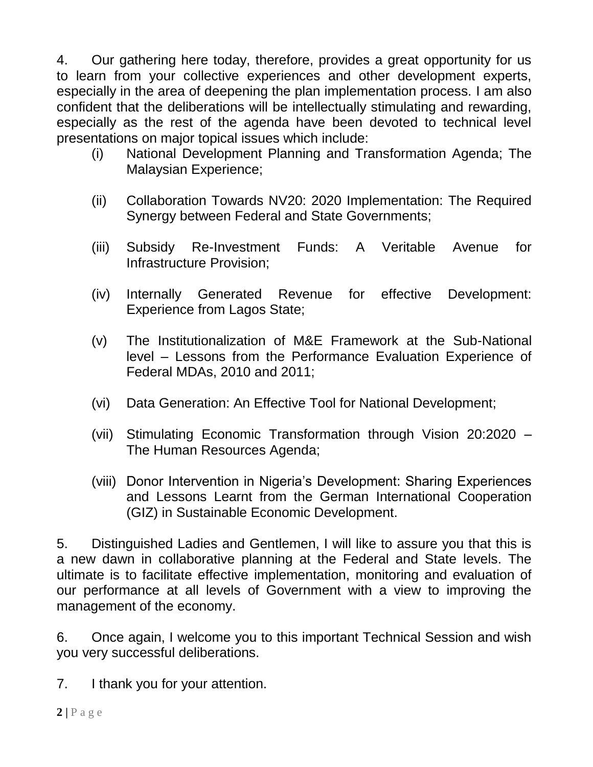4. Our gathering here today, therefore, provides a great opportunity for us to learn from your collective experiences and other development experts, especially in the area of deepening the plan implementation process. I am also confident that the deliberations will be intellectually stimulating and rewarding, especially as the rest of the agenda have been devoted to technical level presentations on major topical issues which include:

(i) National Development Planning and Transformation Agenda; The Malaysian Experience;

(ii) Collaboration Towards NV20: 2020 Implementation: The Required Synergy between Federal and State Governments;

(iii) Subsidy Re-Investment Funds: A Veritable Avenue for Infrastructure Provision;

(iv) Internally Generated Revenue for effective Development: Experience from Lagos State;

(v) The Institutionalization of M&E Framework at the Sub-National level – Lessons from the Performance Evaluation Experience of Federal MDAs, 2010 and 2011;

(vi) Data Generation: An Effective Tool for National Development;

(vii) Stimulating Economic Transformation through Vision 20:2020 – The Human Resources Agenda;

(viii) Donor Intervention in Nigeria's Development: Sharing Experiences and Lessons Learnt from the German International Cooperation (GIZ) in Sustainable Economic Development.

5. Distinguished Ladies and Gentlemen, I will like to assure you that this is a new dawn in collaborative planning at the Federal and State levels. The ultimate is to facilitate effective implementation, monitoring and evaluation of our performance at all levels of Government with a view to improving the management of the economy.

6. Once again, I welcome you to this important Technical Session and wish you very successful deliberations.

7. I thank you for your attention.